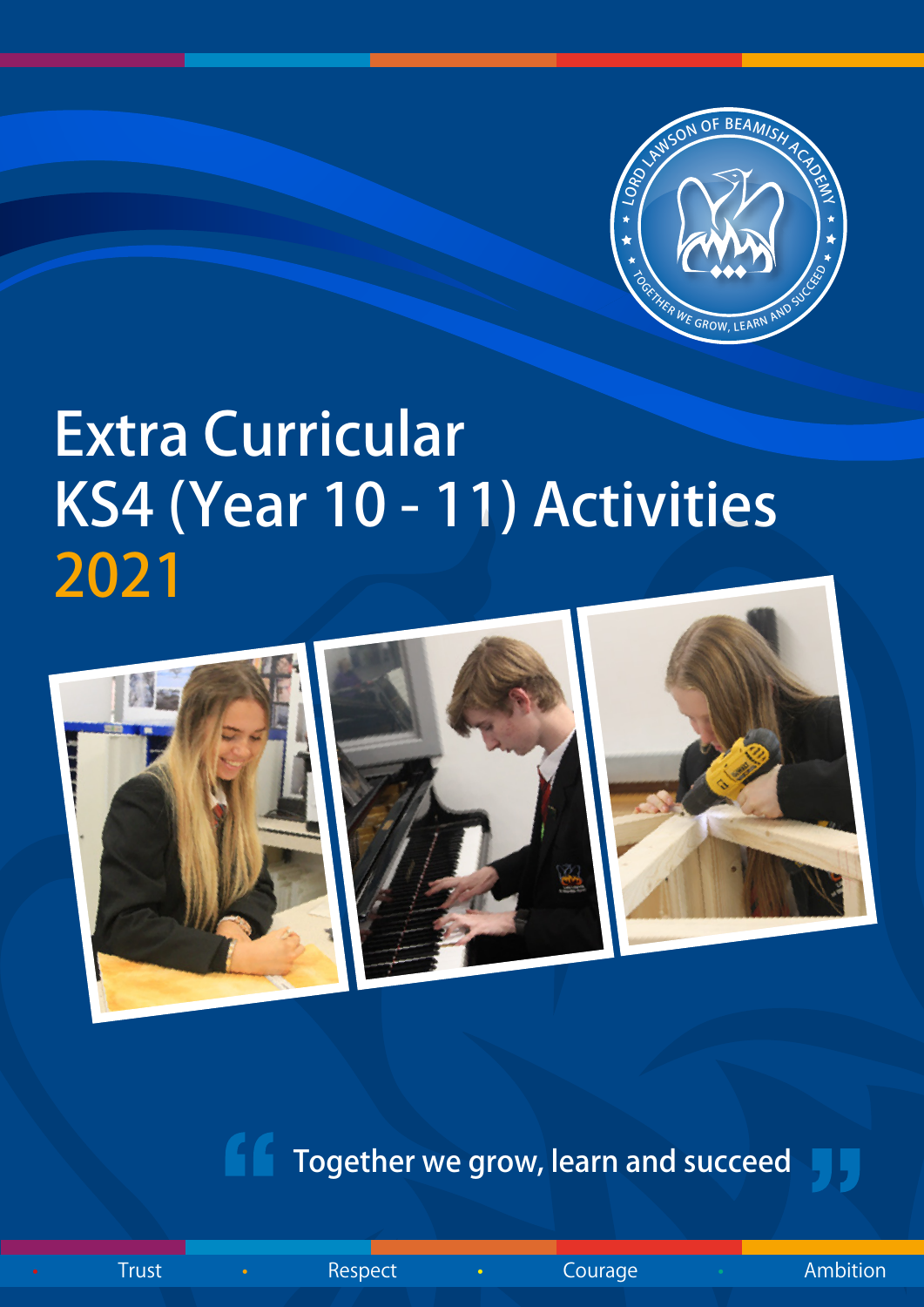# Extra Curricular KS4 (Year 10 - 11) Activities 2021

Together we grow, learn and succeed

Trust • Respect • Courage • Ambition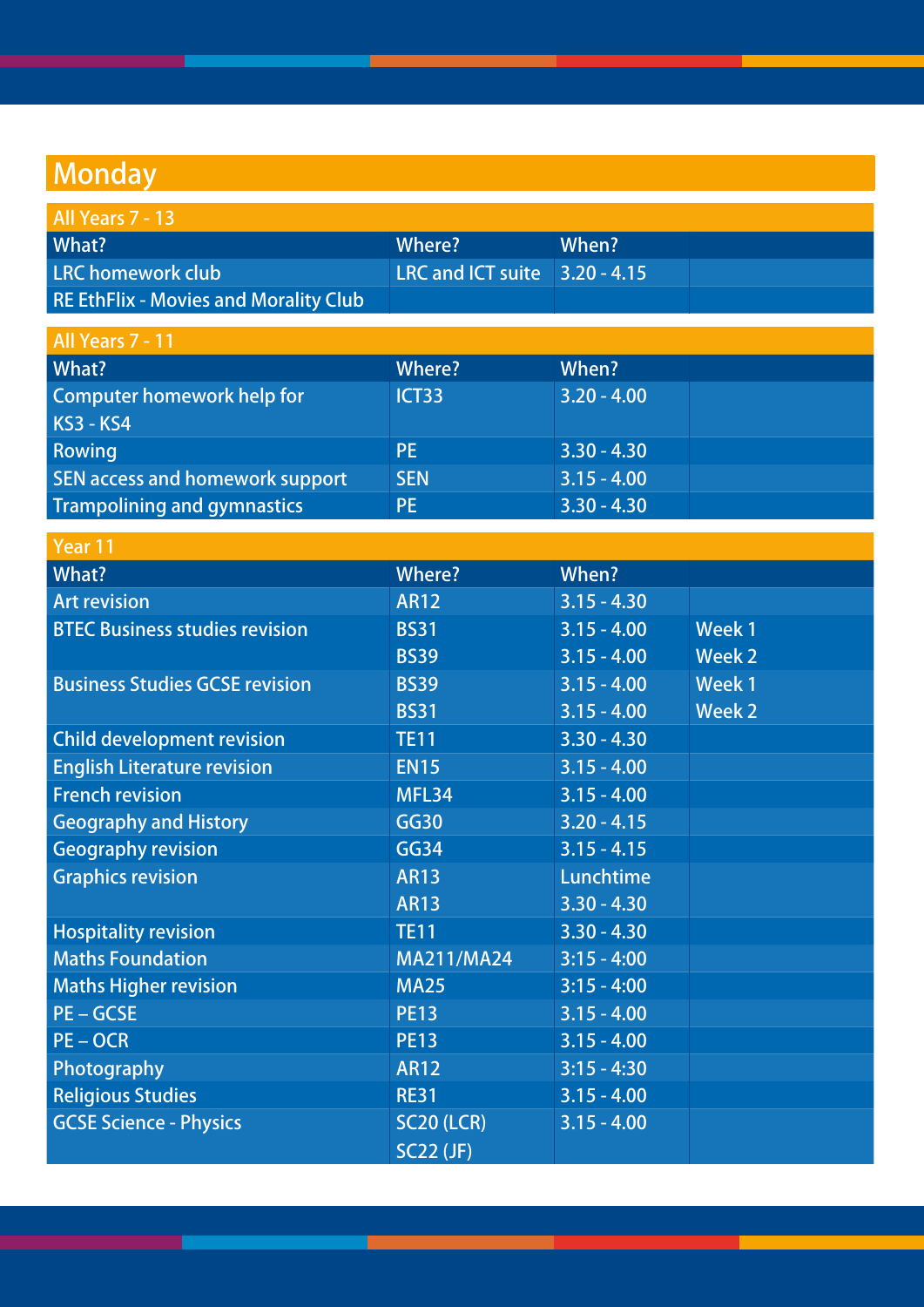# Monday

## All Years 7 - 13

| What? | Where? | When? | |
|---|---|---|---|
| LRC homework club | LRC and ICT suite | 3.20 - 4.15 | |
| RE EthFlix - Movies and Morality Club | | | |

## All Years 7 - 11

| What? | Where? | When? | |
|---|---|---|---|
| Computer homework help for KS3 - KS4 | ICT33 | 3.20 - 4.00 | |
| Rowing | PE | 3.30 - 4.30 | |
| SEN access and homework support | SEN | 3.15 - 4.00 | |
| Trampolining and gymnastics | PE | 3.30 - 4.30 | |

## Year 11

| What? | Where? | When? | |
|---|---|---|---|
| Art revision | AR12 | 3.15 - 4.30 | |
| BTEC Business studies revision | BS31 | 3.15 - 4.00 | Week 1 |
| | BS39 | 3.15 - 4.00 | Week 2 |
| Business Studies GCSE revision | BS39 | 3.15 - 4.00 | Week 1 |
| | BS31 | 3.15 - 4.00 | Week 2 |
| Child development revision | TE11 | 3.30 - 4.30 | |
| English Literature revision | EN15 | 3.15 - 4.00 | |
| French revision | MFL34 | 3.15 - 4.00 | |
| Geography and History | GG30 | 3.20 - 4.15 | |
| Geography revision | GG34 | 3.15 - 4.15 | |
| Graphics revision | AR13 | Lunchtime | |
| | AR13 | 3.30 - 4.30 | |
| Hospitality revision | TE11 | 3.30 - 4.30 | |
| Maths Foundation | MA211/MA24 | 3:15 - 4:00 | |
| Maths Higher revision | MA25 | 3:15 - 4:00 | |
| PE – GCSE | PE13 | 3.15 - 4.00 | |
| PE – OCR | PE13 | 3.15 - 4.00 | |
| Photography | AR12 | 3:15 - 4:30 | |
| Religious Studies | RE31 | 3.15 - 4.00 | |
| GCSE Science - Physics | SC20 (LCR) | 3.15 - 4.00 | |
| | SC22 (JF) | | |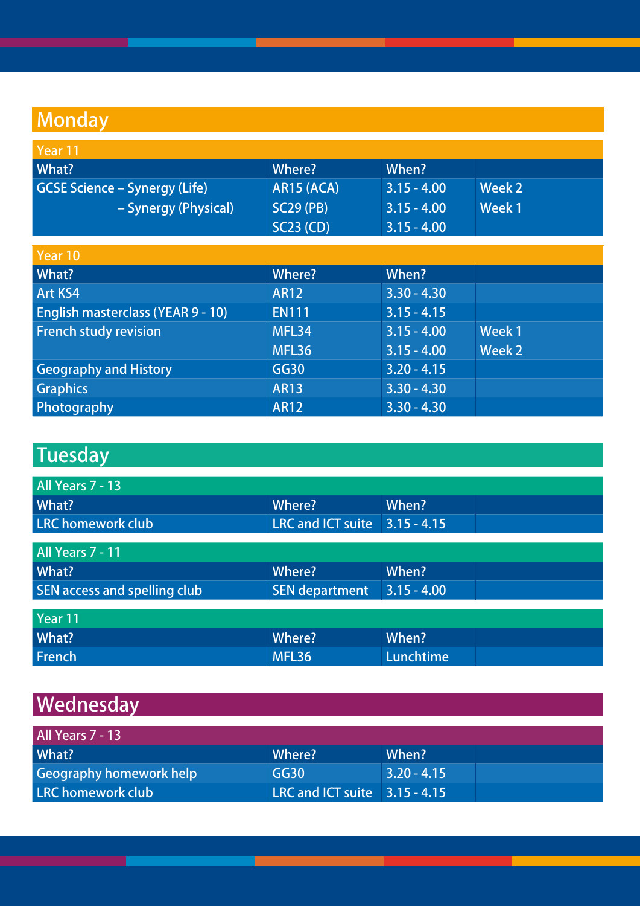# Monday

## Year 11

| What? | Where? | When? | |
|---|---|---|---|
| GCSE Science – Synergy (Life) | AR15 (ACA) | 3.15 - 4.00 | Week 2 |
| – Synergy (Physical) | SC29 (PB) | 3.15 - 4.00 | Week 1 |
| | SC23 (CD) | 3.15 - 4.00 | |

## Year 10

| What? | Where? | When? | |
|---|---|---|---|
| Art KS4 | AR12 | 3.30 - 4.30 | |
| English masterclass (YEAR 9 - 10) | EN111 | 3.15 - 4.15 | |
| French study revision | MFL34 | 3.15 - 4.00 | Week 1 |
| | MFL36 | 3.15 - 4.00 | Week 2 |
| Geography and History | GG30 | 3.20 - 4.15 | |
| Graphics | AR13 | 3.30 - 4.30 | |
| Photography | AR12 | 3.30 - 4.30 | |

# Tuesday

## All Years 7 - 13

| What? | Where? | When? | |
|---|---|---|---|
| LRC homework club | LRC and ICT suite | 3.15 - 4.15 | |

## All Years 7 - 11

| What? | Where? | When? | |
|---|---|---|---|
| SEN access and spelling club | SEN department | 3.15 - 4.00 | |

## Year 11

| What? | Where? | When? | |
|---|---|---|---|
| French | MFL36 | Lunchtime | |

# Wednesday

## All Years 7 - 13

| What? | Where? | When? | |
|---|---|---|---|
| Geography homework help | GG30 | 3.20 - 4.15 | |
| LRC homework club | LRC and ICT suite | 3.15 - 4.15 | |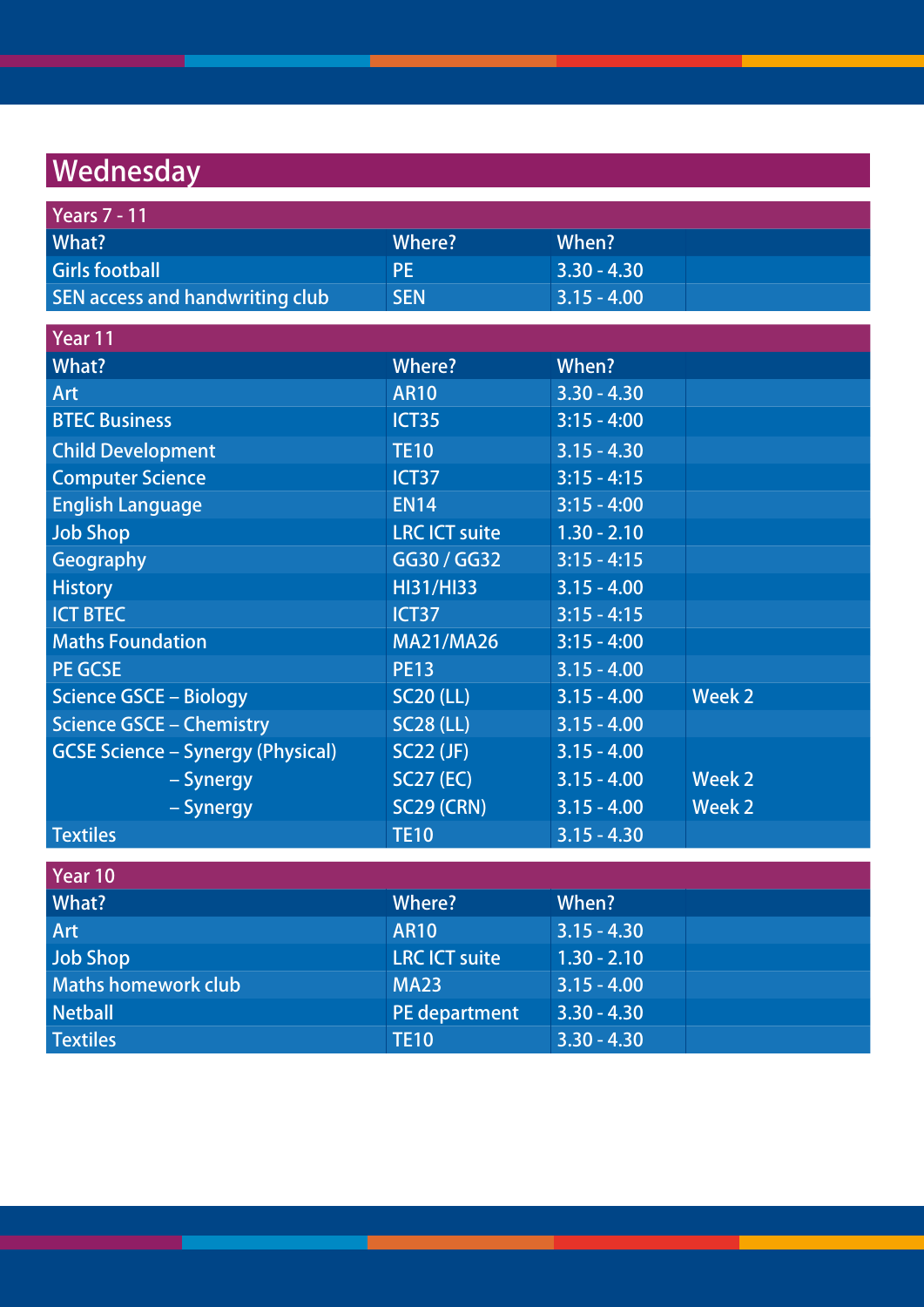# Wednesday

## Years 7 - 11

| What? | Where? | When? | |
|---|---|---|---|
| Girls football | PE | 3.30 - 4.30 | |
| SEN access and handwriting club | SEN | 3.15 - 4.00 | |

## Year 11

| What? | Where? | When? | |
|---|---|---|---|
| Art | AR10 | 3.30 - 4.30 | |
| BTEC Business | ICT35 | 3:15 - 4:00 | |
| Child Development | TE10 | 3.15 - 4.30 | |
| Computer Science | ICT37 | 3:15 - 4:15 | |
| English Language | EN14 | 3:15 - 4:00 | |
| Job Shop | LRC ICT suite | 1.30 - 2.10 | |
| Geography | GG30 / GG32 | 3:15 - 4:15 | |
| History | HI31/HI33 | 3.15 - 4.00 | |
| ICT BTEC | ICT37 | 3:15 - 4:15 | |
| Maths Foundation | MA21/MA26 | 3:15 - 4:00 | |
| PE GCSE | PE13 | 3.15 - 4.00 | |
| Science GSCE – Biology | SC20 (LL) | 3.15 - 4.00 | Week 2 |
| Science GSCE – Chemistry | SC28 (LL) | 3.15 - 4.00 | |
| GCSE Science – Synergy (Physical) | SC22 (JF) | 3.15 - 4.00 | |
| – Synergy | SC27 (EC) | 3.15 - 4.00 | Week 2 |
| – Synergy | SC29 (CRN) | 3.15 - 4.00 | Week 2 |
| Textiles | TE10 | 3.15 - 4.30 | |

## Year 10

| What? | Where? | When? | |
|---|---|---|---|
| Art | AR10 | 3.15 - 4.30 | |
| Job Shop | LRC ICT suite | 1.30 - 2.10 | |
| Maths homework club | MA23 | 3.15 - 4.00 | |
| Netball | PE department | 3.30 - 4.30 | |
| Textiles | TE10 | 3.30 - 4.30 | |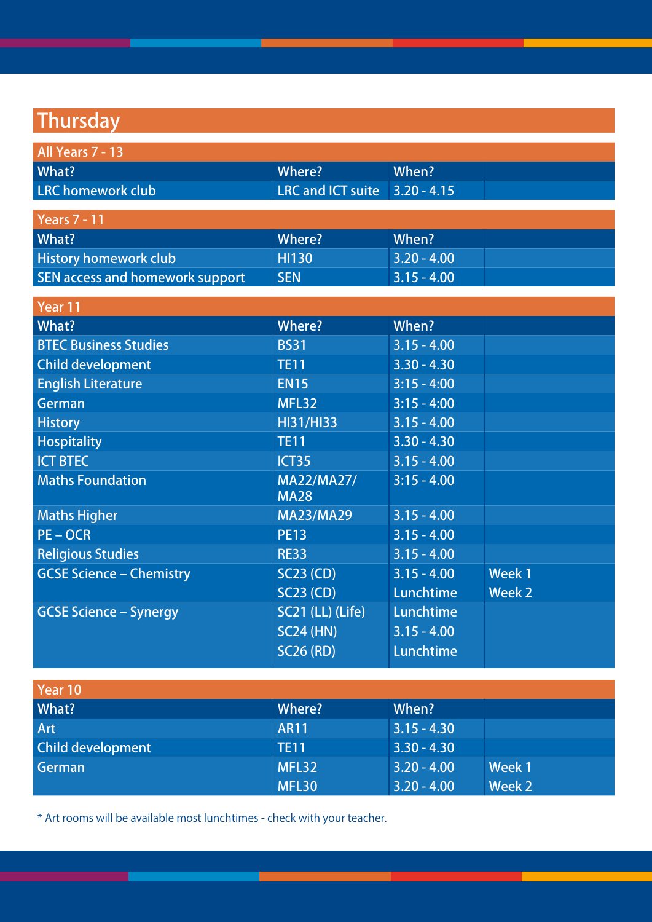# Thursday

## All Years 7 - 13

| What? | Where? | When? | |
|---|---|---|---|
| LRC homework club | LRC and ICT suite | 3.20 - 4.15 | |

## Years 7 - 11

| What? | Where? | When? | |
|---|---|---|---|
| History homework club | HI130 | 3.20 - 4.00 | |
| SEN access and homework support | SEN | 3.15 - 4.00 | |

## Year 11

| What? | Where? | When? | |
|---|---|---|---|
| BTEC Business Studies | BS31 | 3.15 - 4.00 | |
| Child development | TE11 | 3.30 - 4.30 | |
| English Literature | EN15 | 3:15 - 4:00 | |
| German | MFL32 | 3:15 - 4:00 | |
| History | HI31/HI33 | 3.15 - 4.00 | |
| Hospitality | TE11 | 3.30 - 4.30 | |
| ICT BTEC | ICT35 | 3.15 - 4.00 | |
| Maths Foundation | MA22/MA27/ MA28 | 3:15 - 4.00 | |
| Maths Higher | MA23/MA29 | 3.15 - 4.00 | |
| PE – OCR | PE13 | 3.15 - 4.00 | |
| Religious Studies | RE33 | 3.15 - 4.00 | |
| GCSE Science – Chemistry | SC23 (CD) | 3.15 - 4.00 | Week 1 |
| | SC23 (CD) | Lunchtime | Week 2 |
| GCSE Science – Synergy | SC21 (LL) (Life) | Lunchtime | |
| | SC24 (HN) | 3.15 - 4.00 | |
| | SC26 (RD) | Lunchtime | |

## Year 10

| What? | Where? | When? | |
|---|---|---|---|
| Art | AR11 | 3.15 - 4.30 | |
| Child development | TE11 | 3.30 - 4.30 | |
| German | MFL32 | 3.20 - 4.00 | Week 1 |
| | MFL30 | 3.20 - 4.00 | Week 2 |

* Art rooms will be available most lunchtimes - check with your teacher.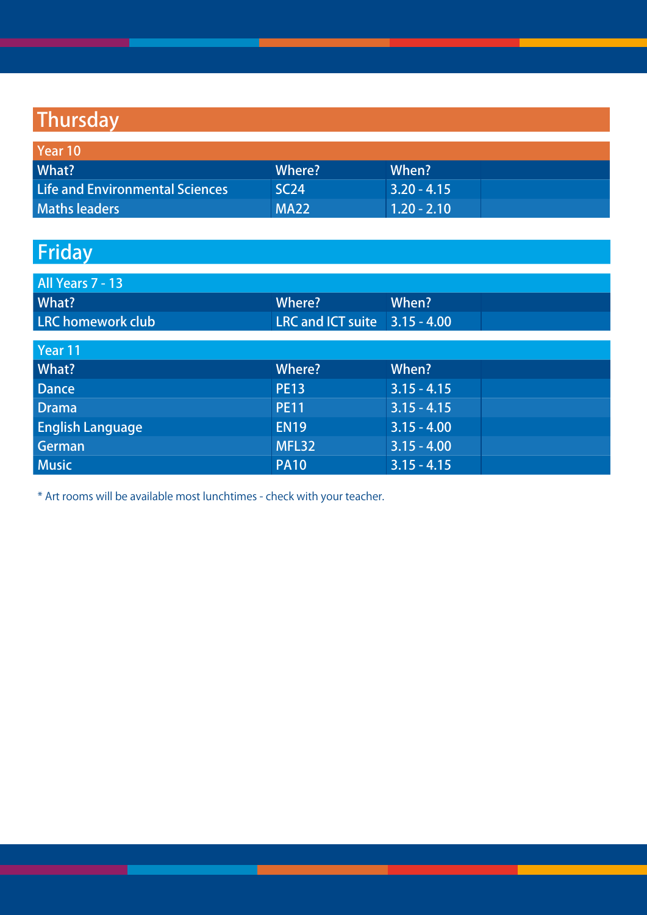## Thursday

### Year 10

| What? | Where? | When? | |
|---|---|---|---|
| Life and Environmental Sciences | SC24 | 3.20 - 4.15 | |
| Maths leaders | MA22 | 1.20 - 2.10 | |

## Friday

### All Years 7 - 13

| What? | Where? | When? | |
|---|---|---|---|
| LRC homework club | LRC and ICT suite | 3.15 - 4.00 | |

### Year 11

| What? | Where? | When? | |
|---|---|---|---|
| Dance | PE13 | 3.15 - 4.15 | |
| Drama | PE11 | 3.15 - 4.15 | |
| English Language | EN19 | 3.15 - 4.00 | |
| German | MFL32 | 3.15 - 4.00 | |
| Music | PA10 | 3.15 - 4.15 | |

* Art rooms will be available most lunchtimes - check with your teacher.